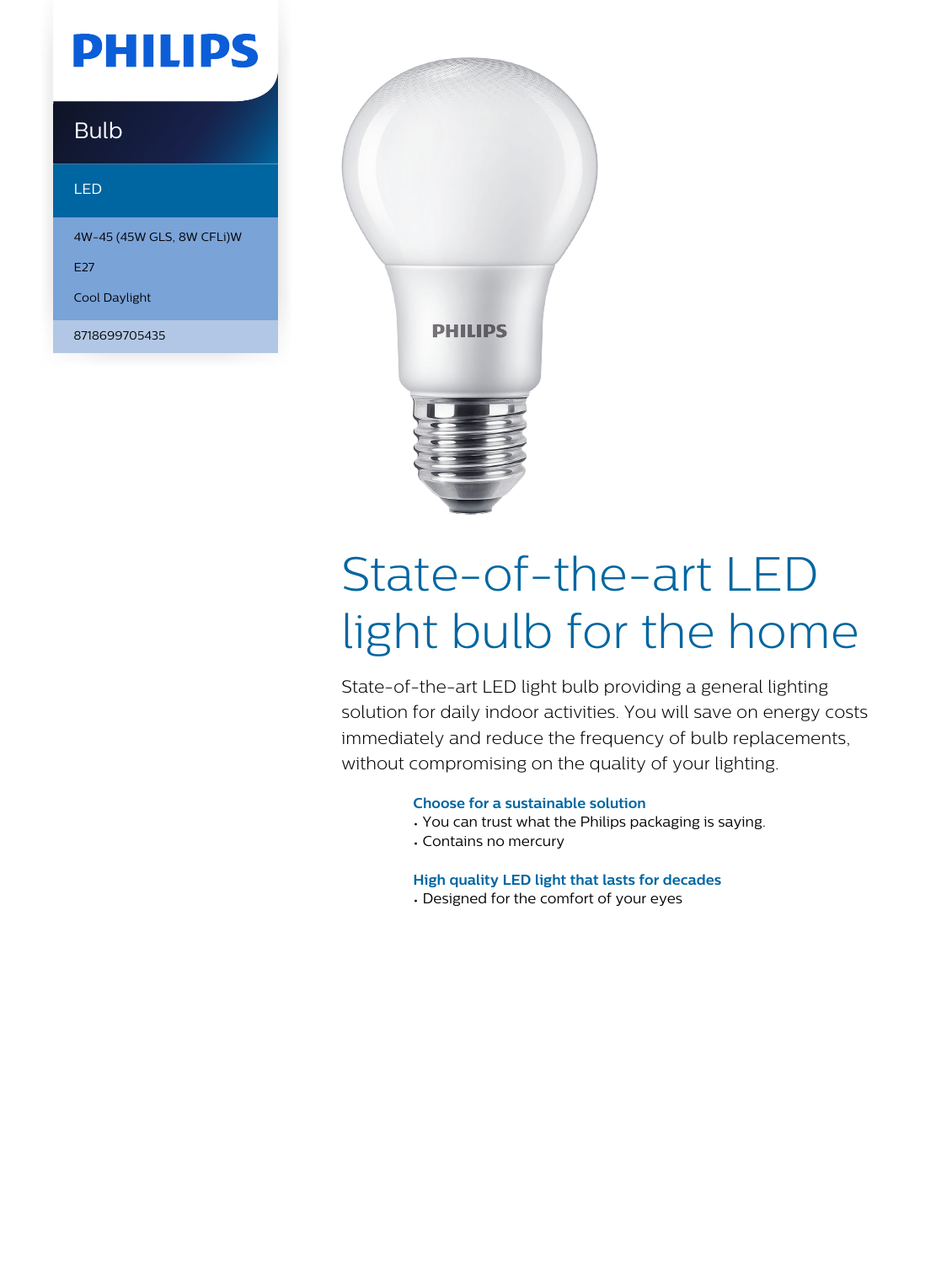# PHILIPS

## Bulb

LED

4W-45 (45W GLS, 8W CFLi)W

E27

Cool Daylight

8718699705435

# State-of-the-art LED light bulb for the home

State-of-the-art LED light bulb providing a general lighting solution for daily indoor activities. You will save on energy costs immediately and reduce the frequency of bulb replacements, without compromising on the quality of your lighting.

### Choose for a sustainable solution

- You can trust what the Philips packaging is saying.
- Contains no mercury

### High quality LED light that lasts for decades

- Designed for the comfort of your eyes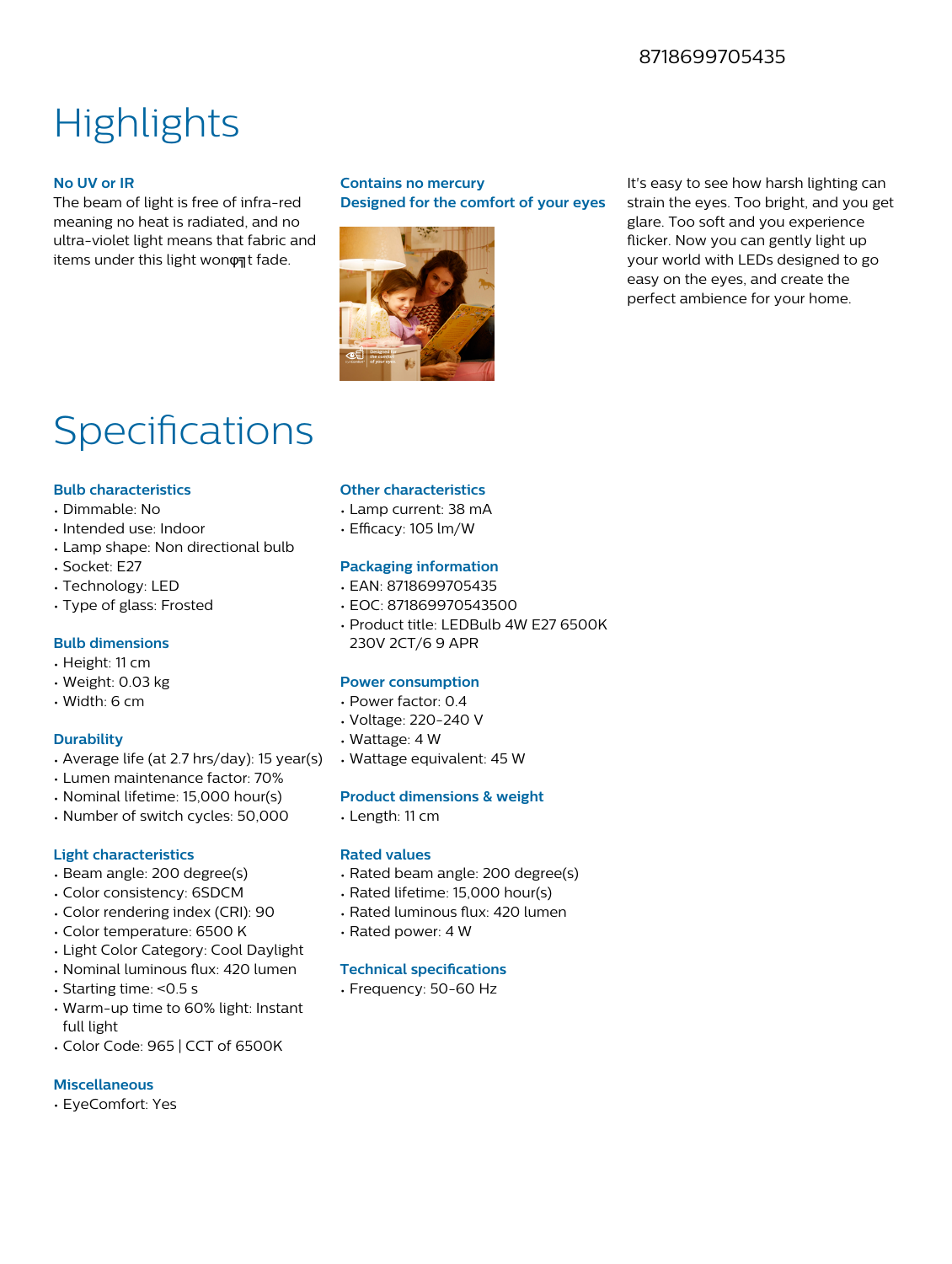8718699705435

# Highlights

### No UV or IR

The beam of light is free of infra-red meaning no heat is radiated, and no ultra-violet light means that fabric and items under this light wonφ╗t fade.

### Contains no mercury

### Designed for the comfort of your eyes

It's easy to see how harsh lighting can strain the eyes. Too bright, and you get glare. Too soft and you experience flicker. Now you can gently light up your world with LEDs designed to go easy on the eyes, and create the perfect ambience for your home.

# Specifications

### Bulb characteristics

- Dimmable: No
- Intended use: Indoor
- Lamp shape: Non directional bulb
- Socket: E27
- Technology: LED
- Type of glass: Frosted

### Bulb dimensions

- Height: 11 cm
- Weight: 0.03 kg
- Width: 6 cm

### Durability

- Average life (at 2.7 hrs/day): 15 year(s)
- Lumen maintenance factor: 70%
- Nominal lifetime: 15,000 hour(s)
- Number of switch cycles: 50,000

### Light characteristics

- Beam angle: 200 degree(s)
- Color consistency: 6SDCM
- Color rendering index (CRI): 90
- Color temperature: 6500 K
- Light Color Category: Cool Daylight
- Nominal luminous flux: 420 lumen
- Starting time: <0.5 s
- Warm-up time to 60% light: Instant full light
- Color Code: 965 | CCT of 6500K

### Miscellaneous

- EyeComfort: Yes

### Other characteristics

- Lamp current: 38 mA
- Efficacy: 105 lm/W

### Packaging information

- EAN: 8718699705435
- EOC: 871869970543500
- Product title: LEDBulb 4W E27 6500K 230V 2CT/6 9 APR

### Power consumption

- Power factor: 0.4
- Voltage: 220-240 V
- Wattage: 4 W
- Wattage equivalent: 45 W

### Product dimensions & weight

- Length: 11 cm

### Rated values

- Rated beam angle: 200 degree(s)
- Rated lifetime: 15,000 hour(s)
- Rated luminous flux: 420 lumen
- Rated power: 4 W

### Technical specifications

- Frequency: 50-60 Hz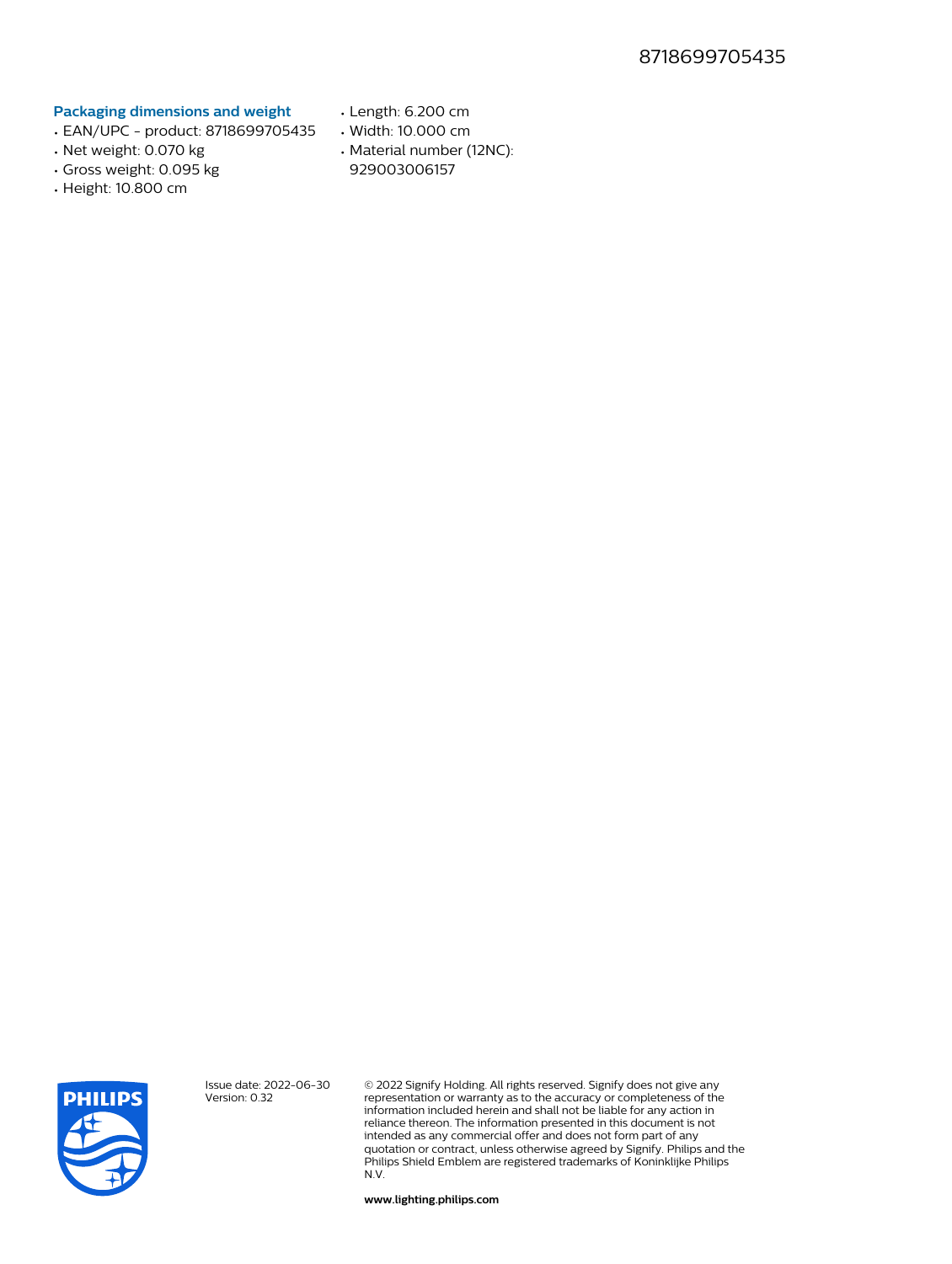### Packaging dimensions and weight

- EAN/UPC - product: 8718699705435
- Net weight: 0.070 kg
- Gross weight: 0.095 kg
- Height: 10.800 cm
- Length: 6.200 cm
- Width: 10.000 cm
- Material number (12NC): 929003006157

Issue date: 2022-06-30
Version: 0.32

© 2022 Signify Holding. All rights reserved. Signify does not give any representation or warranty as to the accuracy or completeness of the information included herein and shall not be liable for any action in reliance thereon. The information presented in this document is not intended as any commercial offer and does not form part of any quotation or contract, unless otherwise agreed by Signify. Philips and the Philips Shield Emblem are registered trademarks of Koninklijke Philips N.V.

**www.lighting.philips.com**